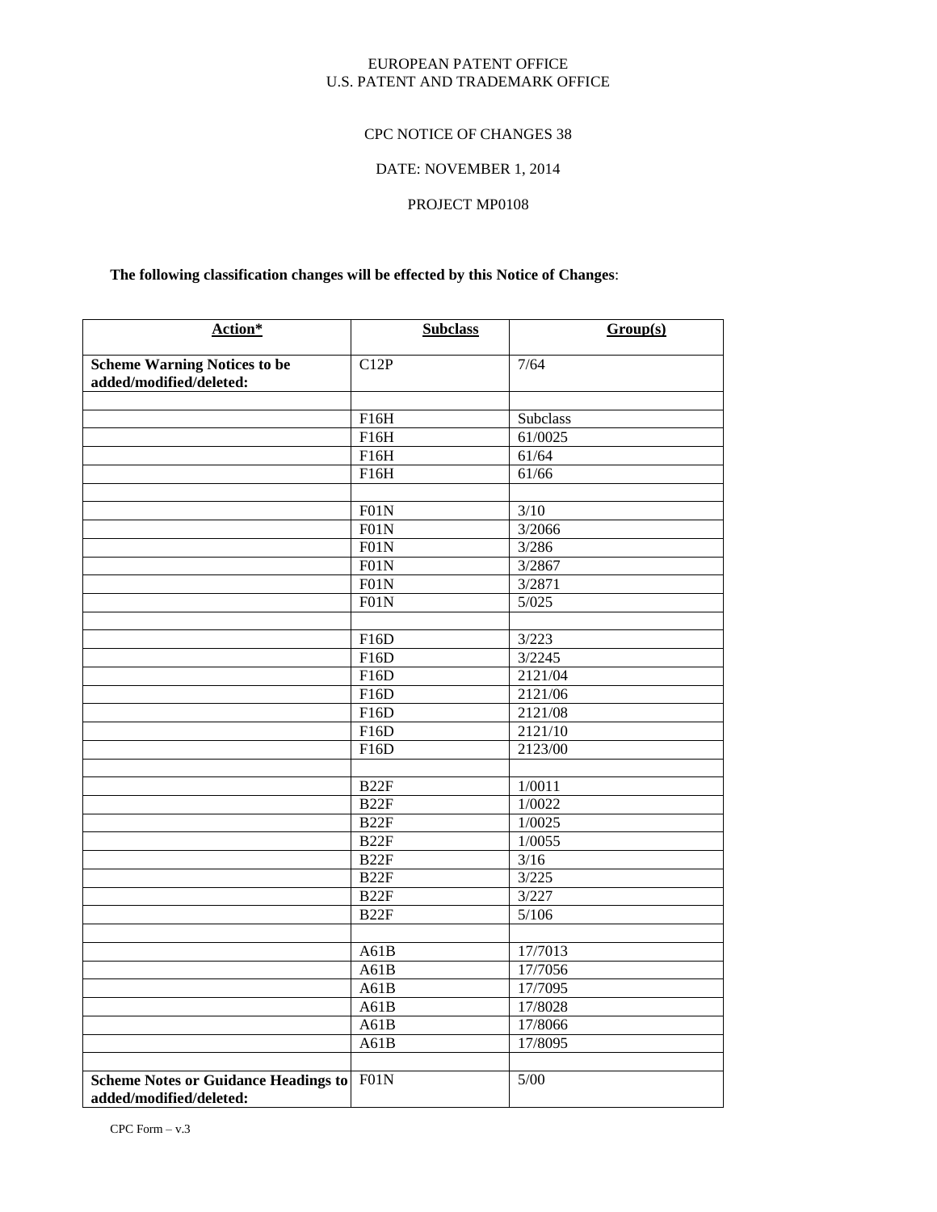EUROPEAN PATENT OFFICE
U.S. PATENT AND TRADEMARK OFFICE

CPC NOTICE OF CHANGES 38

DATE: NOVEMBER 1, 2014

PROJECT MP0108

**The following classification changes will be effected by this Notice of Changes**:

| Action* | Subclass | Group(s) |
|---|---|---|
| **Scheme Warning Notices to be added/modified/deleted:** | C12P | 7/64 |
| | | |
| | F16H | Subclass |
| | F16H | 61/0025 |
| | F16H | 61/64 |
| | F16H | 61/66 |
| | | |
| | F01N | 3/10 |
| | F01N | 3/2066 |
| | F01N | 3/286 |
| | F01N | 3/2867 |
| | F01N | 3/2871 |
| | F01N | 5/025 |
| | | |
| | F16D | 3/223 |
| | F16D | 3/2245 |
| | F16D | 2121/04 |
| | F16D | 2121/06 |
| | F16D | 2121/08 |
| | F16D | 2121/10 |
| | F16D | 2123/00 |
| | | |
| | B22F | 1/0011 |
| | B22F | 1/0022 |
| | B22F | 1/0025 |
| | B22F | 1/0055 |
| | B22F | 3/16 |
| | B22F | 3/225 |
| | B22F | 3/227 |
| | B22F | 5/106 |
| | | |
| | A61B | 17/7013 |
| | A61B | 17/7056 |
| | A61B | 17/7095 |
| | A61B | 17/8028 |
| | A61B | 17/8066 |
| | A61B | 17/8095 |
| | | |
| **Scheme Notes or Guidance Headings to added/modified/deleted:** | F01N | 5/00 |

CPC Form – v.3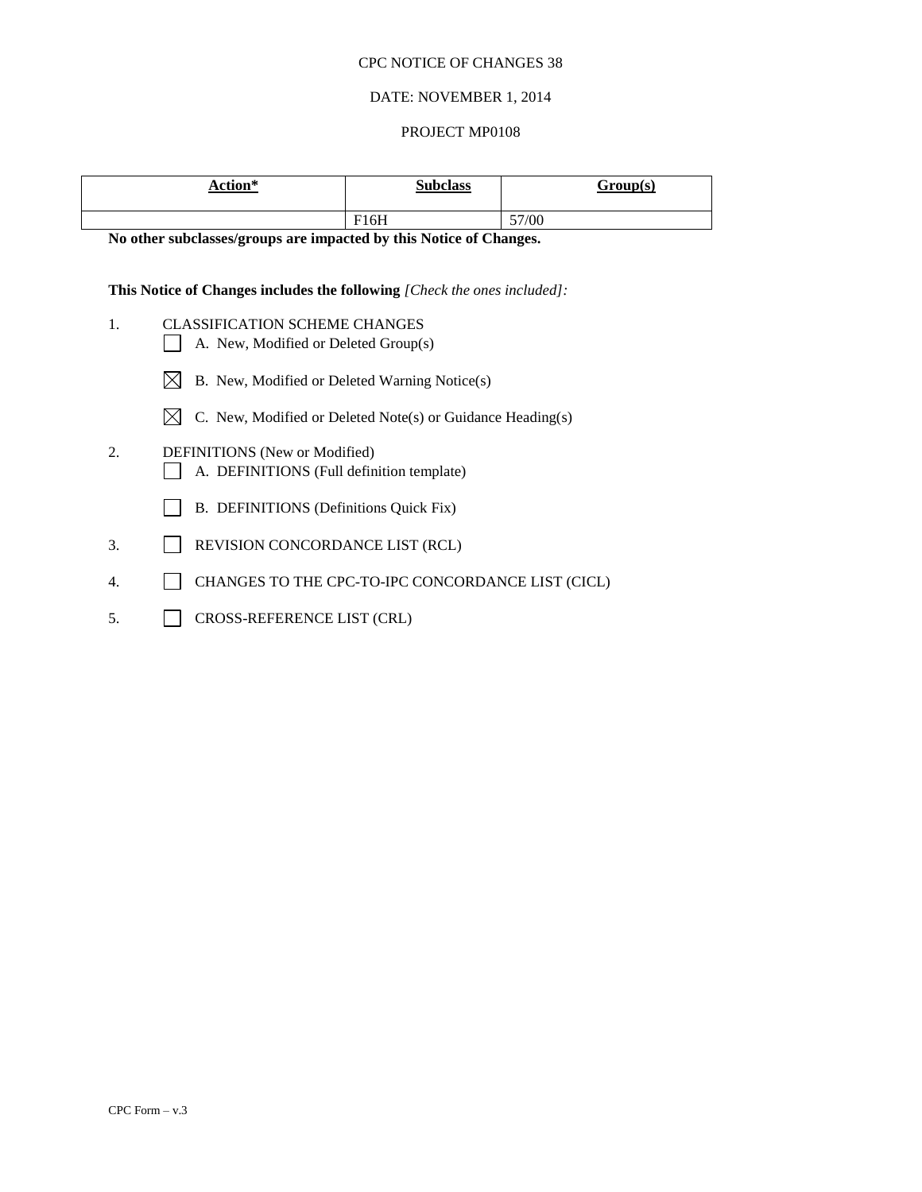CPC NOTICE OF CHANGES 38

DATE: NOVEMBER 1, 2014

PROJECT MP0108

| Action* | Subclass | Group(s) |
|---|---|---|
| | F16H | 57/00 |

**No other subclasses/groups are impacted by this Notice of Changes.**

**This Notice of Changes includes the following** *[Check the ones included]:*

1. CLASSIFICATION SCHEME CHANGES
   - ☐ A. New, Modified or Deleted Group(s)
   - ☒ B. New, Modified or Deleted Warning Notice(s)
   - ☒ C. New, Modified or Deleted Note(s) or Guidance Heading(s)
2. DEFINITIONS (New or Modified)
   - ☐ A. DEFINITIONS (Full definition template)
   - ☐ B. DEFINITIONS (Definitions Quick Fix)
3. ☐ REVISION CONCORDANCE LIST (RCL)
4. ☐ CHANGES TO THE CPC-TO-IPC CONCORDANCE LIST (CICL)
5. ☐ CROSS-REFERENCE LIST (CRL)

CPC Form – v.3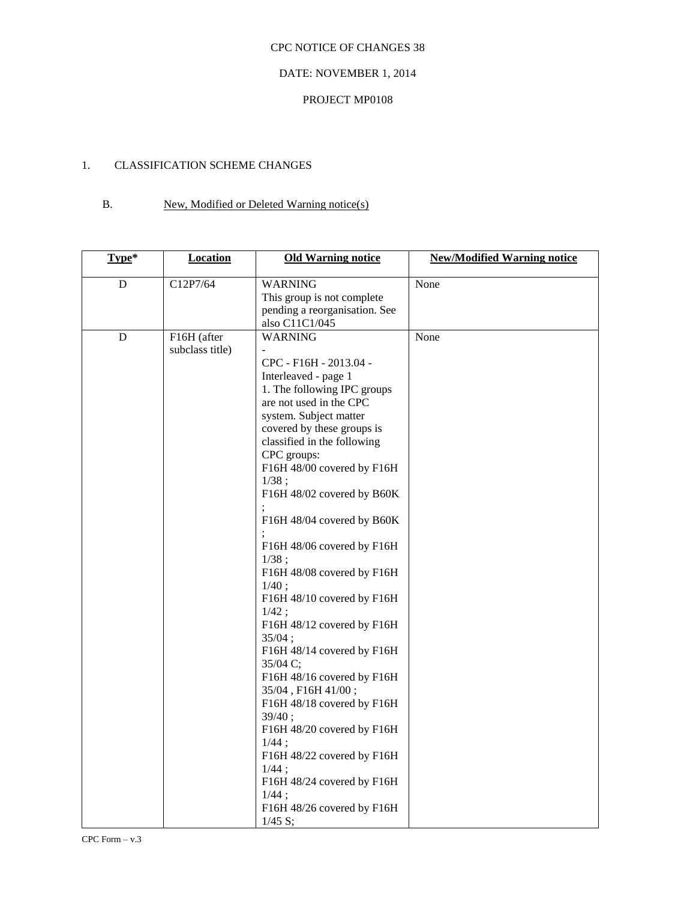CPC NOTICE OF CHANGES 38

DATE: NOVEMBER 1, 2014

PROJECT MP0108

1. CLASSIFICATION SCHEME CHANGES

B. New, Modified or Deleted Warning notice(s)

| Type* | Location | Old Warning notice | New/Modified Warning notice |
|---|---|---|---|
| D | C12P7/64 | WARNING<br>This group is not complete pending a reorganisation. See also C11C1/045 | None |
| D | F16H (after subclass title) | WARNING<br>-<br>CPC - F16H - 2013.04 - Interleaved - page 1<br>1. The following IPC groups are not used in the CPC system. Subject matter covered by these groups is classified in the following CPC groups:<br>F16H 48/00 covered by F16H 1/38 ;<br>F16H 48/02 covered by B60K ;<br>F16H 48/04 covered by B60K ;<br>F16H 48/06 covered by F16H 1/38 ;<br>F16H 48/08 covered by F16H 1/40 ;<br>F16H 48/10 covered by F16H 1/42 ;<br>F16H 48/12 covered by F16H 35/04 ;<br>F16H 48/14 covered by F16H 35/04 C;<br>F16H 48/16 covered by F16H 35/04 , F16H 41/00 ;<br>F16H 48/18 covered by F16H 39/40 ;<br>F16H 48/20 covered by F16H 1/44 ;<br>F16H 48/22 covered by F16H 1/44 ;<br>F16H 48/24 covered by F16H 1/44 ;<br>F16H 48/26 covered by F16H 1/45 S; | None |

CPC Form – v.3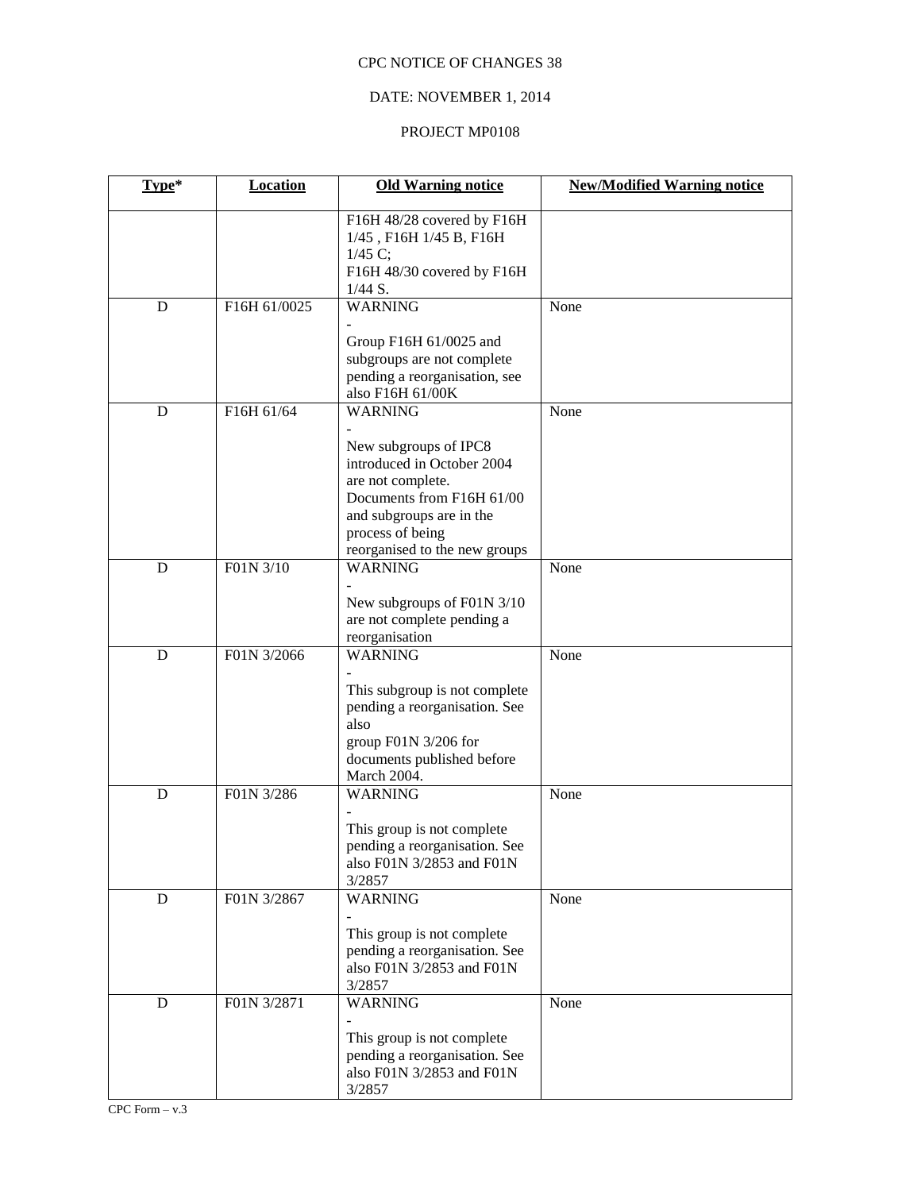CPC NOTICE OF CHANGES 38

DATE: NOVEMBER 1, 2014

PROJECT MP0108

| Type* | Location | Old Warning notice | New/Modified Warning notice |
|---|---|---|---|
| | | F16H 48/28 covered by F16H 1/45 , F16H 1/45 B, F16H 1/45 C; F16H 48/30 covered by F16H 1/44 S. | |
| D | F16H 61/0025 | WARNING - Group F16H 61/0025 and subgroups are not complete pending a reorganisation, see also F16H 61/00K | None |
| D | F16H 61/64 | WARNING - New subgroups of IPC8 introduced in October 2004 are not complete. Documents from F16H 61/00 and subgroups are in the process of being reorganised to the new groups | None |
| D | F01N 3/10 | WARNING - New subgroups of F01N 3/10 are not complete pending a reorganisation | None |
| D | F01N 3/2066 | WARNING - This subgroup is not complete pending a reorganisation. See also group F01N 3/206 for documents published before March 2004. | None |
| D | F01N 3/286 | WARNING - This group is not complete pending a reorganisation. See also F01N 3/2853 and F01N 3/2857 | None |
| D | F01N 3/2867 | WARNING - This group is not complete pending a reorganisation. See also F01N 3/2853 and F01N 3/2857 | None |
| D | F01N 3/2871 | WARNING - This group is not complete pending a reorganisation. See also F01N 3/2853 and F01N 3/2857 | None |

CPC Form – v.3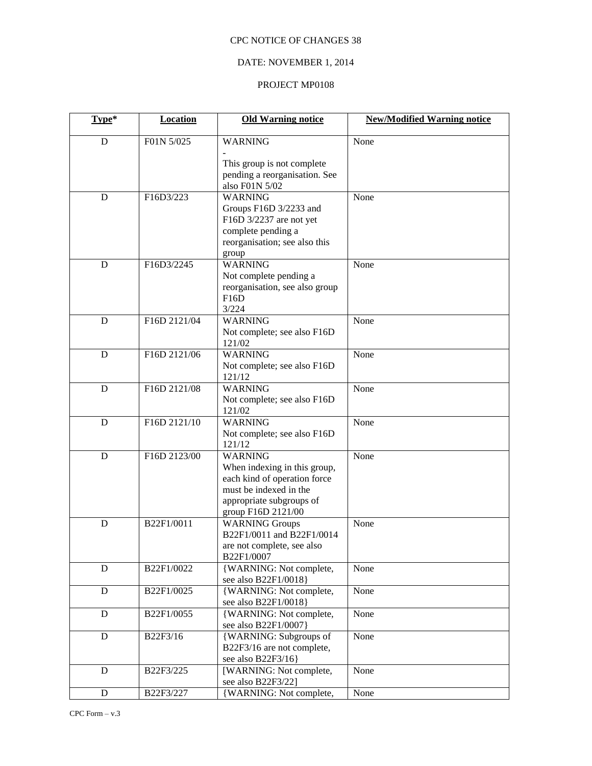CPC NOTICE OF CHANGES 38

DATE: NOVEMBER 1, 2014

PROJECT MP0108

| **Type*** | **Location** | **Old Warning notice** | **New/Modified Warning notice** |
|---|---|---|---|
| D | F01N 5/025 | WARNING<br>-<br>This group is not complete pending a reorganisation. See also F01N 5/02 | None |
| D | F16D3/223 | WARNING<br>Groups F16D 3/2233 and F16D 3/2237 are not yet complete pending a reorganisation; see also this group | None |
| D | F16D3/2245 | WARNING<br>Not complete pending a reorganisation, see also group F16D<br>3/224 | None |
| D | F16D 2121/04 | WARNING<br>Not complete; see also F16D 121/02 | None |
| D | F16D 2121/06 | WARNING<br>Not complete; see also F16D 121/12 | None |
| D | F16D 2121/08 | WARNING<br>Not complete; see also F16D 121/02 | None |
| D | F16D 2121/10 | WARNING<br>Not complete; see also F16D 121/12 | None |
| D | F16D 2123/00 | WARNING<br>When indexing in this group, each kind of operation force must be indexed in the appropriate subgroups of group F16D 2121/00 | None |
| D | B22F1/0011 | WARNING Groups B22F1/0011 and B22F1/0014 are not complete, see also B22F1/0007 | None |
| D | B22F1/0022 | {WARNING: Not complete, see also B22F1/0018} | None |
| D | B22F1/0025 | {WARNING: Not complete, see also B22F1/0018} | None |
| D | B22F1/0055 | {WARNING: Not complete, see also B22F1/0007} | None |
| D | B22F3/16 | {WARNING: Subgroups of B22F3/16 are not complete, see also B22F3/16} | None |
| D | B22F3/225 | [WARNING: Not complete, see also B22F3/22] | None |
| D | B22F3/227 | {WARNING: Not complete, | None |

CPC Form – v.3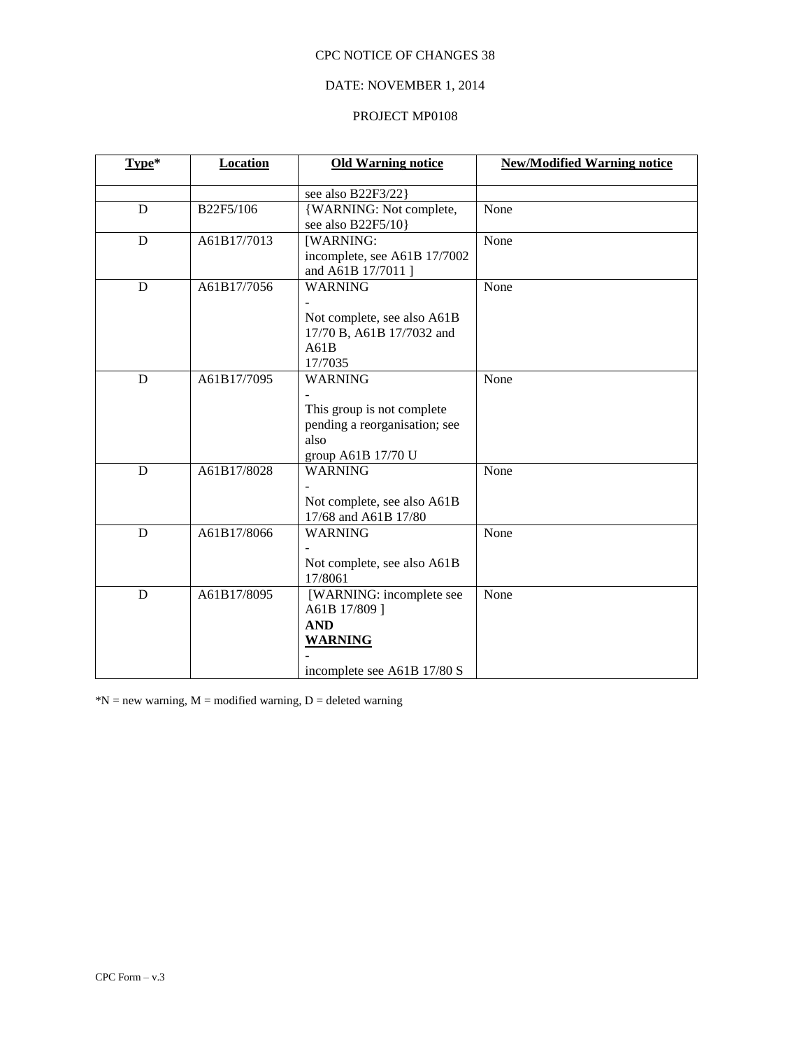CPC NOTICE OF CHANGES 38

DATE: NOVEMBER 1, 2014

PROJECT MP0108

| Type* | Location | Old Warning notice | New/Modified Warning notice |
|---|---|---|---|
| | | see also B22F3/22} | |
| D | B22F5/106 | {WARNING: Not complete, see also B22F5/10} | None |
| D | A61B17/7013 | [WARNING: incomplete, see A61B 17/7002 and A61B 17/7011 ] | None |
| D | A61B17/7056 | WARNING - Not complete, see also A61B 17/70 B, A61B 17/7032 and A61B 17/7035 | None |
| D | A61B17/7095 | WARNING - This group is not complete pending a reorganisation; see also group A61B 17/70 U | None |
| D | A61B17/8028 | WARNING - Not complete, see also A61B 17/68 and A61B 17/80 | None |
| D | A61B17/8066 | WARNING - Not complete, see also A61B 17/8061 | None |
| D | A61B17/8095 | [WARNING: incomplete see A61B 17/809 ] **AND** **WARNING** - incomplete see A61B 17/80 S | None |

*N = new warning, M = modified warning, D = deleted warning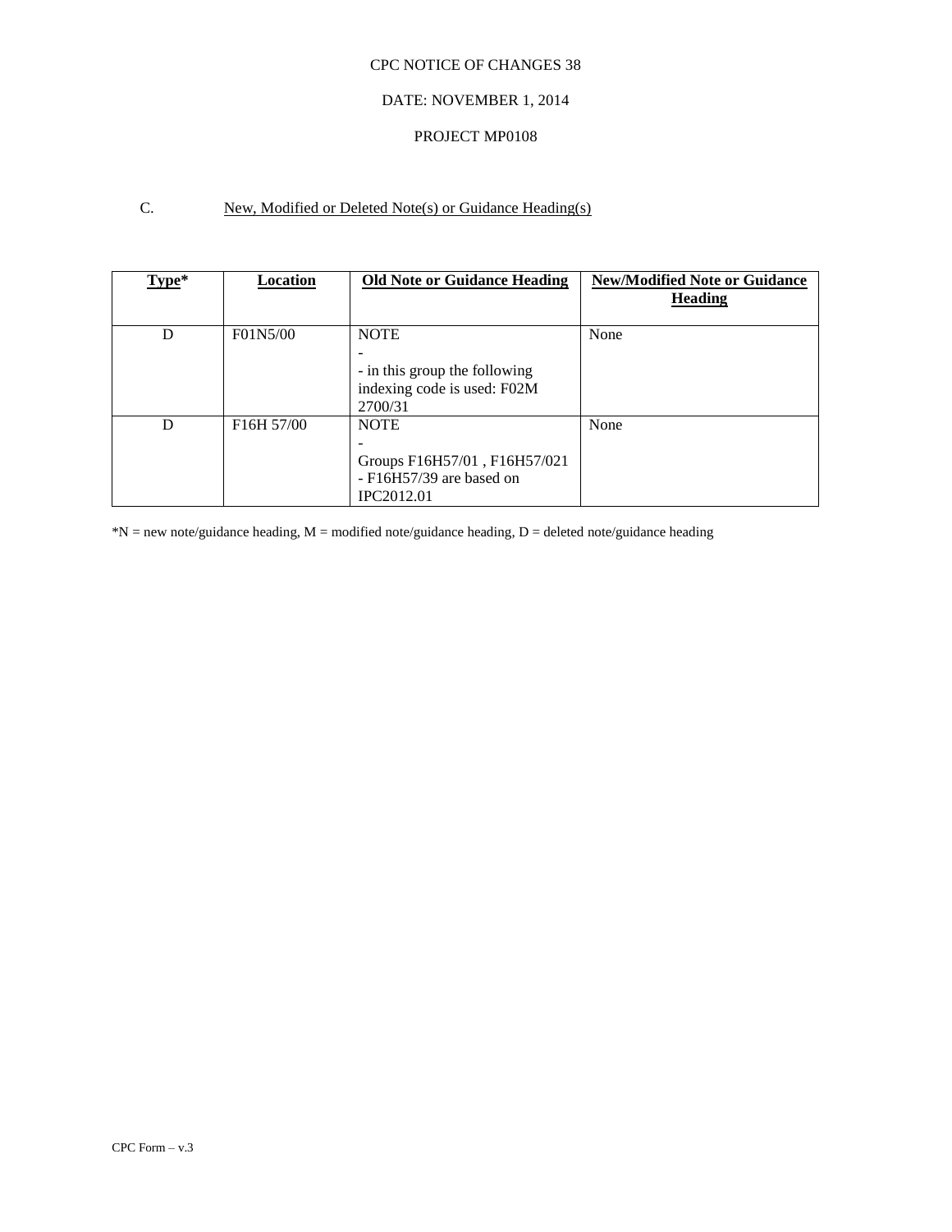CPC NOTICE OF CHANGES 38

DATE: NOVEMBER 1, 2014

PROJECT MP0108

C. New, Modified or Deleted Note(s) or Guidance Heading(s)

| Type* | Location | Old Note or Guidance Heading | New/Modified Note or Guidance Heading |
|---|---|---|---|
| D | F01N5/00 | NOTE<br>-<br>- in this group the following indexing code is used: F02M 2700/31 | None |
| D | F16H 57/00 | NOTE<br>-<br>Groups F16H57/01 , F16H57/021 - F16H57/39 are based on IPC2012.01 | None |

*N = new note/guidance heading, M = modified note/guidance heading, D = deleted note/guidance heading